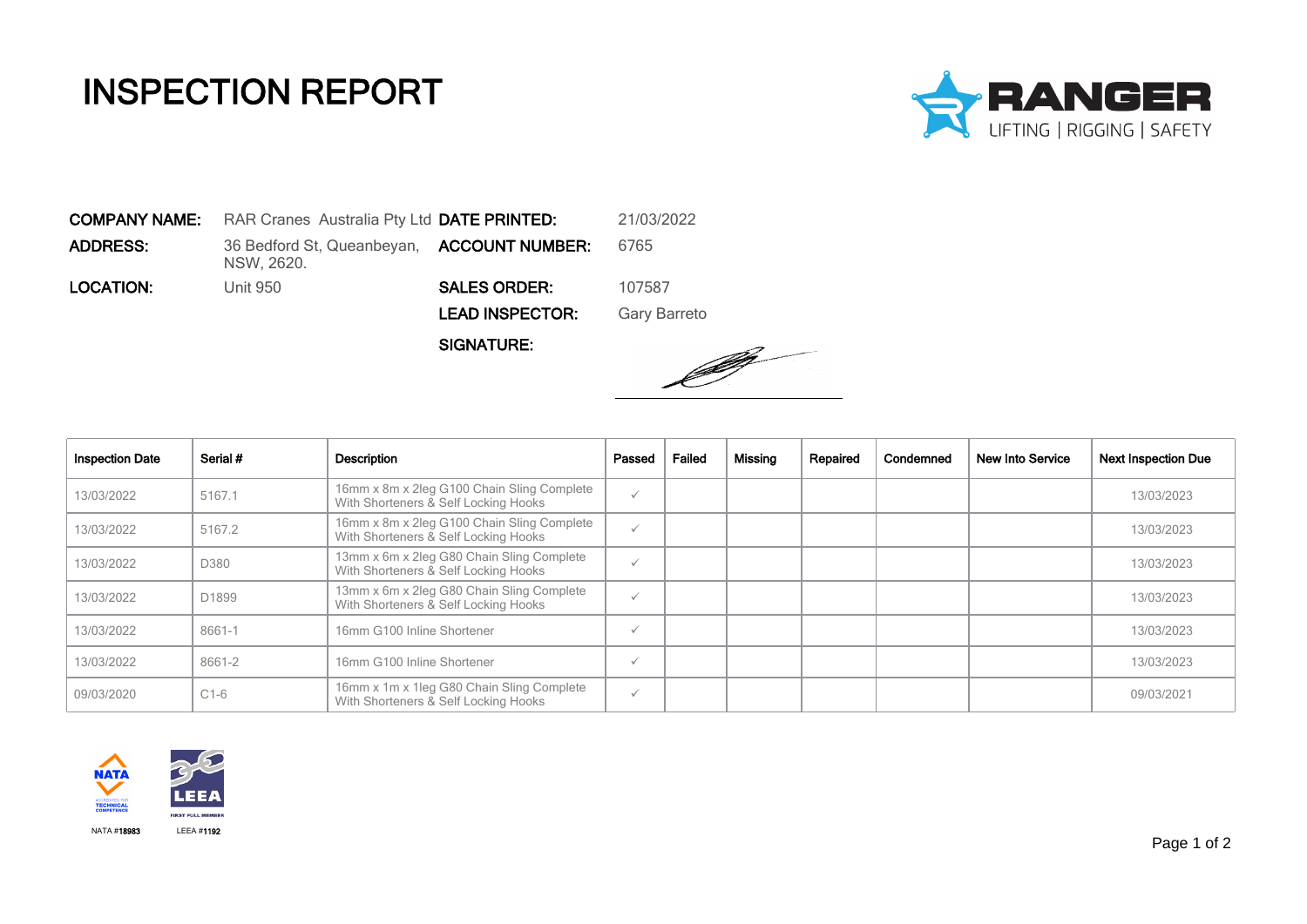# INSPECTION REPORT

RANGER
LIFTING | RIGGING | SAFETY

**COMPANY NAME:** RAR Cranes Australia Pty Ltd
**ADDRESS:** 36 Bedford St, Queanbeyan, NSW, 2620.
**LOCATION:** Unit 950

**DATE PRINTED:** 21/03/2022
**ACCOUNT NUMBER:** 6765
**SALES ORDER:** 107587
**LEAD INSPECTOR:** Gary Barreto
**SIGNATURE:**

| Inspection Date | Serial # | Description | Passed | Failed | Missing | Repaired | Condemned | New Into Service | Next Inspection Due |
|---|---|---|---|---|---|---|---|---|---|
| 13/03/2022 | 5167.1 | 16mm x 8m x 2leg G100 Chain Sling Complete With Shorteners & Self Locking Hooks | ✓ | | | | | | 13/03/2023 |
| 13/03/2022 | 5167.2 | 16mm x 8m x 2leg G100 Chain Sling Complete With Shorteners & Self Locking Hooks | ✓ | | | | | | 13/03/2023 |
| 13/03/2022 | D380 | 13mm x 6m x 2leg G80 Chain Sling Complete With Shorteners & Self Locking Hooks | ✓ | | | | | | 13/03/2023 |
| 13/03/2022 | D1899 | 13mm x 6m x 2leg G80 Chain Sling Complete With Shorteners & Self Locking Hooks | ✓ | | | | | | 13/03/2023 |
| 13/03/2022 | 8661-1 | 16mm G100 Inline Shortener | ✓ | | | | | | 13/03/2023 |
| 13/03/2022 | 8661-2 | 16mm G100 Inline Shortener | ✓ | | | | | | 13/03/2023 |
| 09/03/2020 | C1-6 | 16mm x 1m x 1leg G80 Chain Sling Complete With Shorteners & Self Locking Hooks | ✓ | | | | | | 09/03/2021 |

NATA ACCREDITED FOR TECHNICAL COMPETENCE — NATA #18983

LEEA FIRST FULL MEMBER — LEEA #1192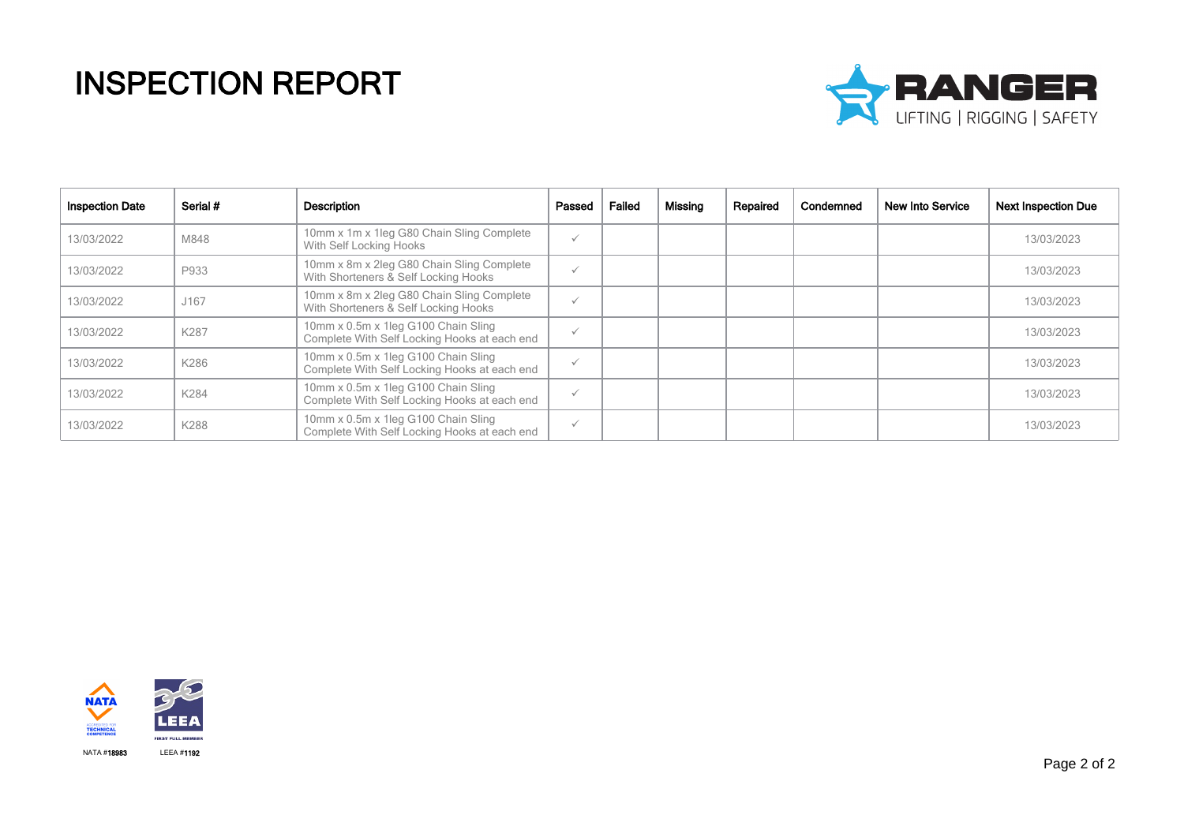# INSPECTION REPORT

RANGER
LIFTING | RIGGING | SAFETY

| Inspection Date | Serial # | Description | Passed | Failed | Missing | Repaired | Condemned | New Into Service | Next Inspection Due |
|---|---|---|---|---|---|---|---|---|---|
| 13/03/2022 | M848 | 10mm x 1m x 1leg G80 Chain Sling Complete With Self Locking Hooks | ✓ | | | | | | 13/03/2023 |
| 13/03/2022 | P933 | 10mm x 8m x 2leg G80 Chain Sling Complete With Shorteners & Self Locking Hooks | ✓ | | | | | | 13/03/2023 |
| 13/03/2022 | J167 | 10mm x 8m x 2leg G80 Chain Sling Complete With Shorteners & Self Locking Hooks | ✓ | | | | | | 13/03/2023 |
| 13/03/2022 | K287 | 10mm x 0.5m x 1leg G100 Chain Sling Complete With Self Locking Hooks at each end | ✓ | | | | | | 13/03/2023 |
| 13/03/2022 | K286 | 10mm x 0.5m x 1leg G100 Chain Sling Complete With Self Locking Hooks at each end | ✓ | | | | | | 13/03/2023 |
| 13/03/2022 | K284 | 10mm x 0.5m x 1leg G100 Chain Sling Complete With Self Locking Hooks at each end | ✓ | | | | | | 13/03/2023 |
| 13/03/2022 | K288 | 10mm x 0.5m x 1leg G100 Chain Sling Complete With Self Locking Hooks at each end | ✓ | | | | | | 13/03/2023 |

NATA #18983

LEEA #1192